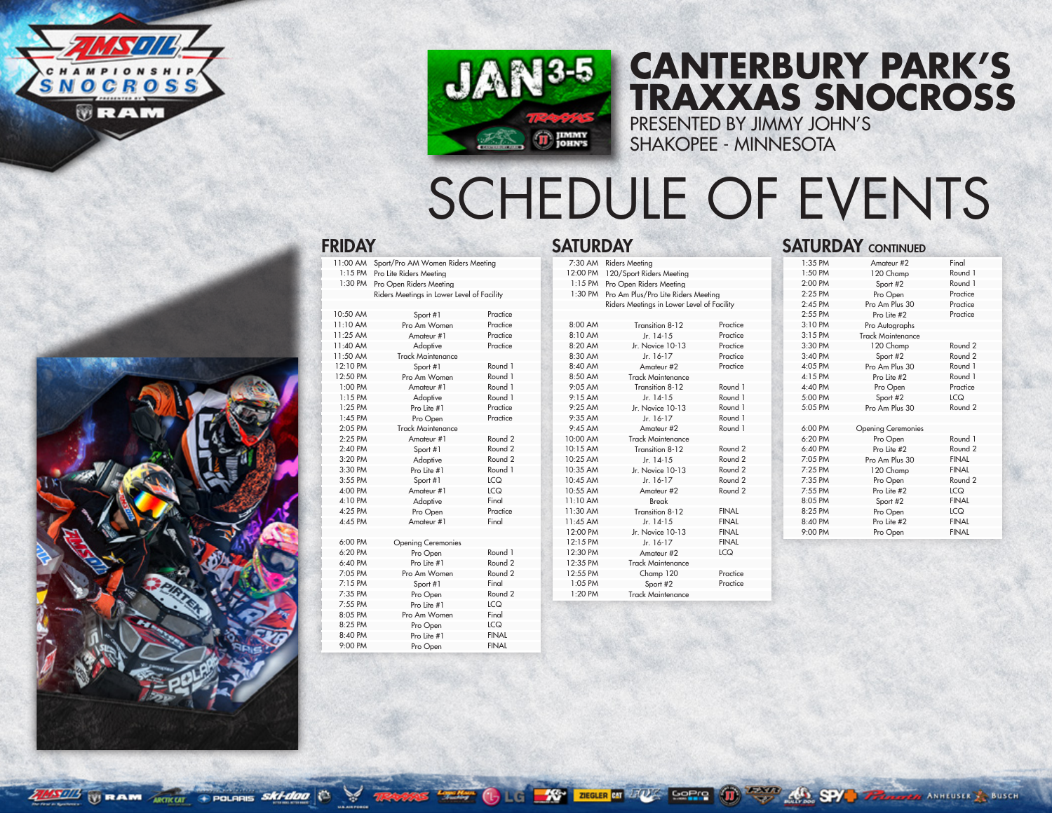AMSOIL CHAMPIONSHIP SNOCROSS PRESENTED BY RAM

JAN 3-5

# CANTERBURY PARK'S TRAXXAS SNOCROSS

PRESENTED BY JIMMY JOHN'S
SHAKOPEE - MINNESOTA

# SCHEDULE OF EVENTS

## FRIDAY

| Time | Event | |
|---|---|---|
| 11:00 AM | Sport/Pro AM Women Riders Meeting | |
| 1:15 PM | Pro Lite Riders Meeting | |
| 1:30 PM | Pro Open Riders Meeting | |
| | Riders Meetings in Lower Level of Facility | |
| 10:50 AM | Sport #1 | Practice |
| 11:10 AM | Pro Am Women | Practice |
| 11:25 AM | Amateur #1 | Practice |
| 11:40 AM | Adaptive | Practice |
| 11:50 AM | Track Maintenance | |
| 12:10 PM | Sport #1 | Round 1 |
| 12:50 PM | Pro Am Women | Round 1 |
| 1:00 PM | Amateur #1 | Round 1 |
| 1:15 PM | Adaptive | Round 1 |
| 1:25 PM | Pro Lite #1 | Practice |
| 1:45 PM | Pro Open | Practice |
| 2:05 PM | Track Maintenance | |
| 2:25 PM | Amateur #1 | Round 2 |
| 2:40 PM | Sport #1 | Round 2 |
| 3:20 PM | Adaptive | Round 2 |
| 3:30 PM | Pro Lite #1 | Round 1 |
| 3:55 PM | Sport #1 | LCQ |
| 4:00 PM | Amateur #1 | LCQ |
| 4:10 PM | Adaptive | Final |
| 4:25 PM | Pro Open | Practice |
| 4:45 PM | Amateur #1 | Final |
| 6:00 PM | Opening Ceremonies | |
| 6:20 PM | Pro Open | Round 1 |
| 6:40 PM | Pro Lite #1 | Round 2 |
| 7:05 PM | Pro Am Women | Round 2 |
| 7:15 PM | Sport #1 | Final |
| 7:35 PM | Pro Open | Round 2 |
| 7:55 PM | Pro Lite #1 | LCQ |
| 8:05 PM | Pro Am Women | Final |
| 8:25 PM | Pro Open | LCQ |
| 8:40 PM | Pro Lite #1 | FINAL |
| 9:00 PM | Pro Open | FINAL |

## SATURDAY

| Time | Event | |
|---|---|---|
| 7:30 AM | Riders Meeting | |
| 12:00 PM | 120/Sport Riders Meeting | |
| 1:15 PM | Pro Open Riders Meeting | |
| 1:30 PM | Pro Am Plus/Pro Lite Riders Meeting | |
| | Riders Meetings in Lower Level of Facility | |
| 8:00 AM | Transition 8-12 | Practice |
| 8:10 AM | Jr. 14-15 | Practice |
| 8:20 AM | Jr. Novice 10-13 | Practice |
| 8:30 AM | Jr. 16-17 | Practice |
| 8:40 AM | Amateur #2 | Practice |
| 8:50 AM | Track Maintenance | |
| 9:05 AM | Transition 8-12 | Round 1 |
| 9:15 AM | Jr. 14-15 | Round 1 |
| 9:25 AM | Jr. Novice 10-13 | Round 1 |
| 9:35 AM | Jr. 16-17 | Round 1 |
| 9:45 AM | Amateur #2 | Round 1 |
| 10:00 AM | Track Maintenance | |
| 10:15 AM | Transition 8-12 | Round 2 |
| 10:25 AM | Jr. 14-15 | Round 2 |
| 10:35 AM | Jr. Novice 10-13 | Round 2 |
| 10:45 AM | Jr. 16-17 | Round 2 |
| 10:55 AM | Amateur #2 | Round 2 |
| 11:10 AM | Break | |
| 11:30 AM | Transition 8-12 | FINAL |
| 11:45 AM | Jr. 14-15 | FINAL |
| 12:00 PM | Jr. Novice 10-13 | FINAL |
| 12:15 PM | Jr. 16-17 | FINAL |
| 12:30 PM | Amateur #2 | LCQ |
| 12:35 PM | Track Maintenance | |
| 12:55 PM | Champ 120 | Practice |
| 1:05 PM | Sport #2 | Practice |
| 1:20 PM | Track Maintenance | |

## SATURDAY CONTINUED

| Time | Event | |
|---|---|---|
| 1:35 PM | Amateur #2 | Final |
| 1:50 PM | 120 Champ | Round 1 |
| 2:00 PM | Sport #2 | Round 1 |
| 2:25 PM | Pro Open | Practice |
| 2:45 PM | Pro Am Plus 30 | Practice |
| 2:55 PM | Pro Lite #2 | Practice |
| 3:10 PM | Pro Autographs | |
| 3:15 PM | Track Maintenance | |
| 3:30 PM | 120 Champ | Round 2 |
| 3:40 PM | Sport #2 | Round 2 |
| 4:05 PM | Pro Am Plus 30 | Round 1 |
| 4:15 PM | Pro Lite #2 | Round 1 |
| 4:40 PM | Pro Open | Practice |
| 5:00 PM | Sport #2 | LCQ |
| 5:05 PM | Pro Am Plus 30 | Round 2 |
| 6:00 PM | Opening Ceremonies | |
| 6:20 PM | Pro Open | Round 1 |
| 6:40 PM | Pro Lite #2 | Round 2 |
| 7:05 PM | Pro Am Plus 30 | FINAL |
| 7:25 PM | 120 Champ | FINAL |
| 7:35 PM | Pro Open | Round 2 |
| 7:55 PM | Pro Lite #2 | LCQ |
| 8:05 PM | Sport #2 | FINAL |
| 8:25 PM | Pro Open | LCQ |
| 8:40 PM | Pro Lite #2 | FINAL |
| 9:00 PM | Pro Open | FINAL |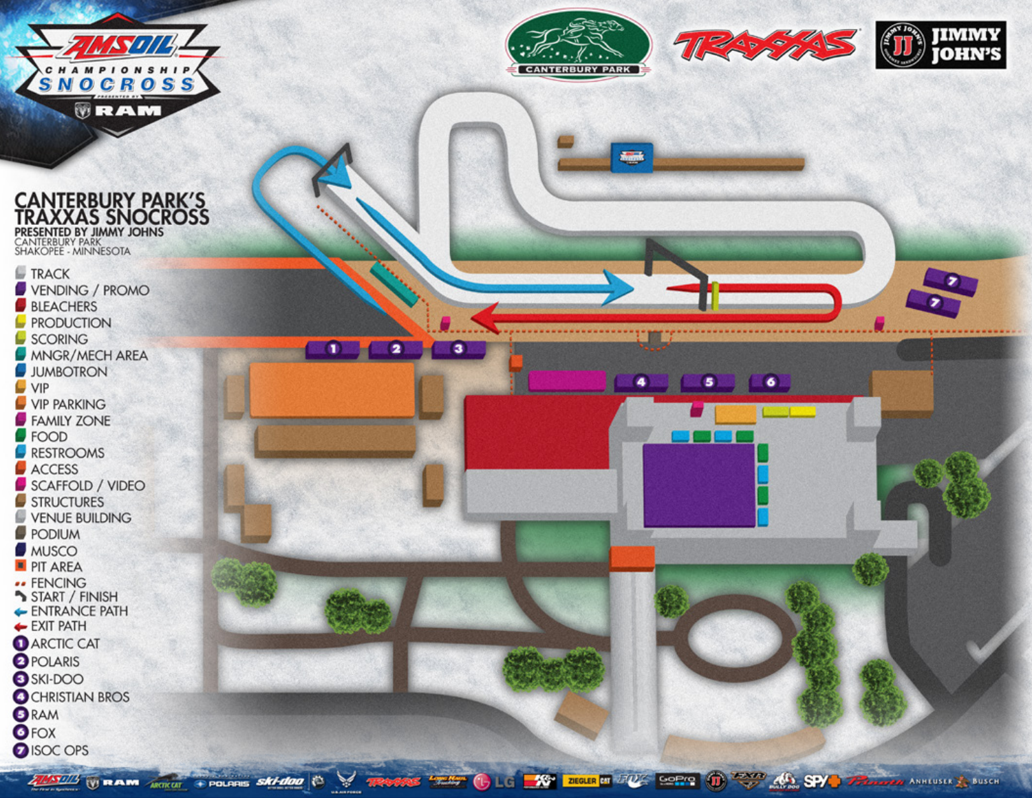# CANTERBURY PARK'S TRAXXAS SNOCROSS

**PRESENTED BY JIMMY JOHNS**

CANTERBURY PARK
SHAKOPEE - MINNESOTA

- TRACK
- VENDING / PROMO
- BLEACHERS
- PRODUCTION
- SCORING
- MNGR/MECH AREA
- JUMBOTRON
- VIP
- VIP PARKING
- FAMILY ZONE
- FOOD
- RESTROOMS
- ACCESS
- SCAFFOLD / VIDEO
- STRUCTURES
- VENUE BUILDING
- PODIUM
- MUSCO
- PIT AREA
- FENCING
- START / FINISH
- ENTRANCE PATH
- EXIT PATH
- 1 ARCTIC CAT
- 2 POLARIS
- 3 SKI-DOO
- 4 CHRISTIAN BROS
- 5 RAM
- 6 FOX
- 7 ISOC OPS